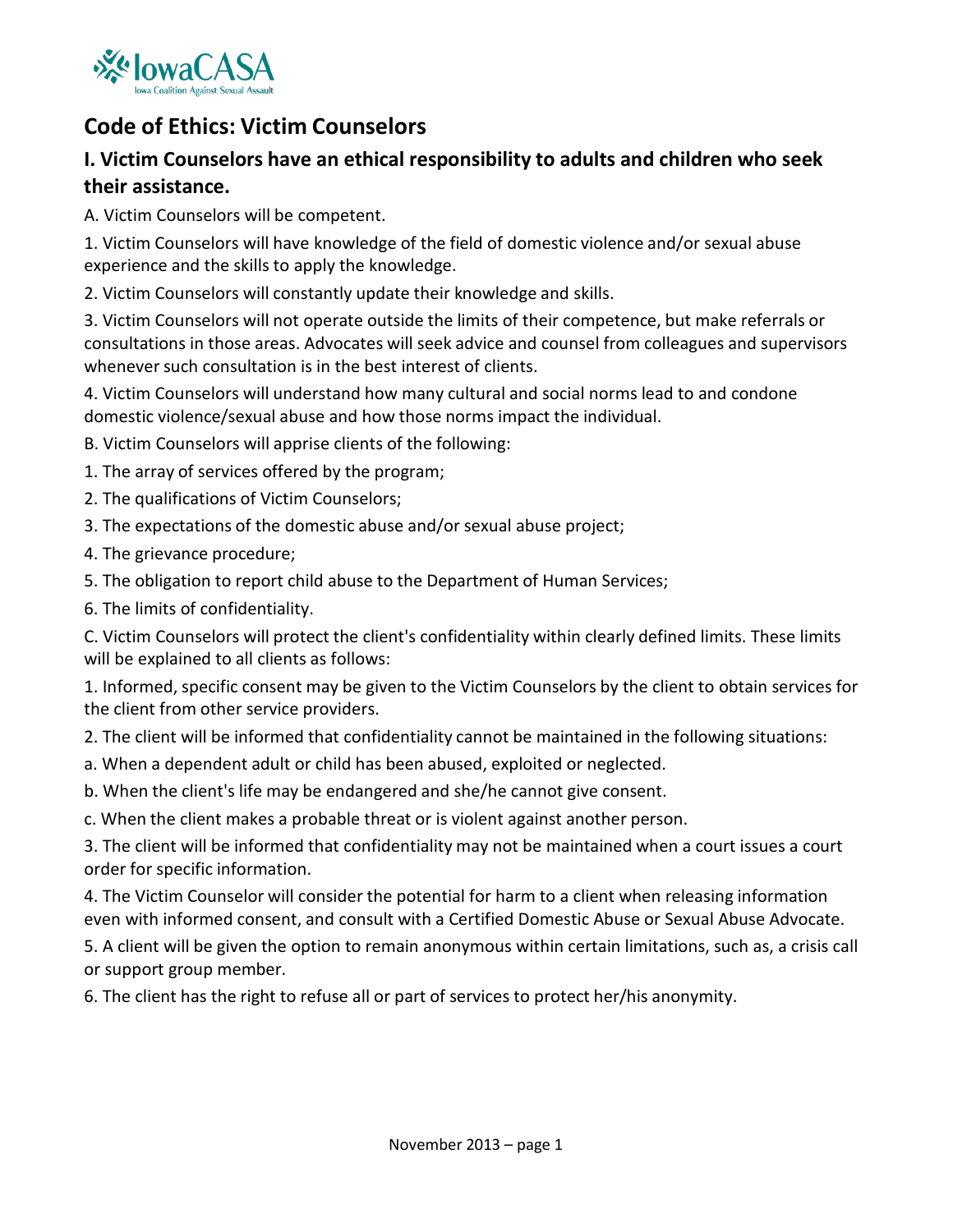# Code of Ethics: Victim Counselors

## I. Victim Counselors have an ethical responsibility to adults and children who seek their assistance.

A. Victim Counselors will be competent.

1. Victim Counselors will have knowledge of the field of domestic violence and/or sexual abuse experience and the skills to apply the knowledge.

2. Victim Counselors will constantly update their knowledge and skills.

3. Victim Counselors will not operate outside the limits of their competence, but make referrals or consultations in those areas. Advocates will seek advice and counsel from colleagues and supervisors whenever such consultation is in the best interest of clients.

4. Victim Counselors will understand how many cultural and social norms lead to and condone domestic violence/sexual abuse and how those norms impact the individual.

B. Victim Counselors will apprise clients of the following:

1. The array of services offered by the program;

2. The qualifications of Victim Counselors;

3. The expectations of the domestic abuse and/or sexual abuse project;

4. The grievance procedure;

5. The obligation to report child abuse to the Department of Human Services;

6. The limits of confidentiality.

C. Victim Counselors will protect the client's confidentiality within clearly defined limits. These limits will be explained to all clients as follows:

1. Informed, specific consent may be given to the Victim Counselors by the client to obtain services for the client from other service providers.

2. The client will be informed that confidentiality cannot be maintained in the following situations:

a. When a dependent adult or child has been abused, exploited or neglected.

b. When the client's life may be endangered and she/he cannot give consent.

c. When the client makes a probable threat or is violent against another person.

3. The client will be informed that confidentiality may not be maintained when a court issues a court order for specific information.

4. The Victim Counselor will consider the potential for harm to a client when releasing information even with informed consent, and consult with a Certified Domestic Abuse or Sexual Abuse Advocate.

5. A client will be given the option to remain anonymous within certain limitations, such as, a crisis call or support group member.

6. The client has the right to refuse all or part of services to protect her/his anonymity.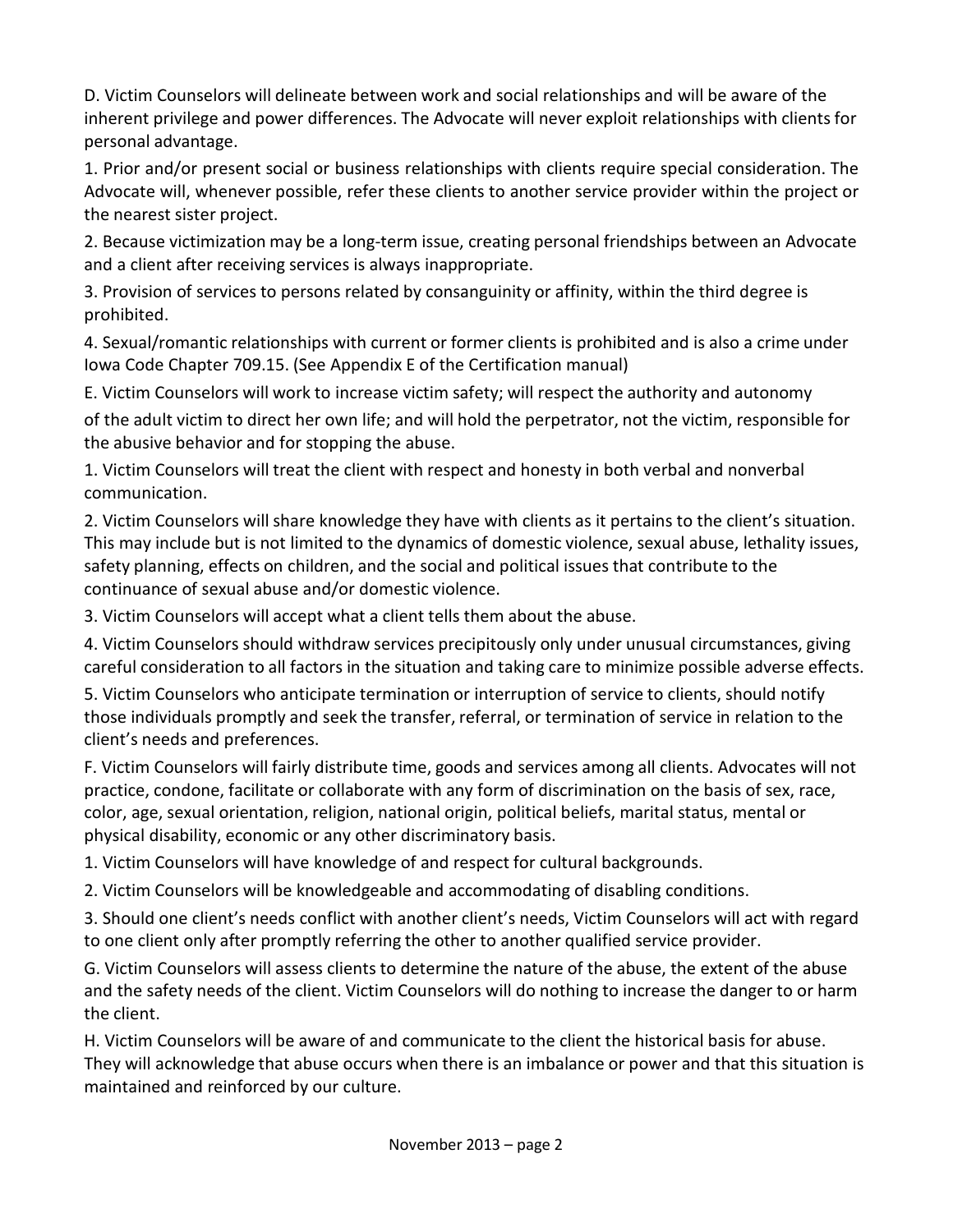D. Victim Counselors will delineate between work and social relationships and will be aware of the inherent privilege and power differences. The Advocate will never exploit relationships with clients for personal advantage.

1. Prior and/or present social or business relationships with clients require special consideration. The Advocate will, whenever possible, refer these clients to another service provider within the project or the nearest sister project.

2. Because victimization may be a long-term issue, creating personal friendships between an Advocate and a client after receiving services is always inappropriate.

3. Provision of services to persons related by consanguinity or affinity, within the third degree is prohibited.

4. Sexual/romantic relationships with current or former clients is prohibited and is also a crime under Iowa Code Chapter 709.15. (See Appendix E of the Certification manual)

E. Victim Counselors will work to increase victim safety; will respect the authority and autonomy of the adult victim to direct her own life; and will hold the perpetrator, not the victim, responsible for the abusive behavior and for stopping the abuse.

1. Victim Counselors will treat the client with respect and honesty in both verbal and nonverbal communication.

2. Victim Counselors will share knowledge they have with clients as it pertains to the client's situation. This may include but is not limited to the dynamics of domestic violence, sexual abuse, lethality issues, safety planning, effects on children, and the social and political issues that contribute to the continuance of sexual abuse and/or domestic violence.

3. Victim Counselors will accept what a client tells them about the abuse.

4. Victim Counselors should withdraw services precipitously only under unusual circumstances, giving careful consideration to all factors in the situation and taking care to minimize possible adverse effects.

5. Victim Counselors who anticipate termination or interruption of service to clients, should notify those individuals promptly and seek the transfer, referral, or termination of service in relation to the client's needs and preferences.

F. Victim Counselors will fairly distribute time, goods and services among all clients. Advocates will not practice, condone, facilitate or collaborate with any form of discrimination on the basis of sex, race, color, age, sexual orientation, religion, national origin, political beliefs, marital status, mental or physical disability, economic or any other discriminatory basis.

1. Victim Counselors will have knowledge of and respect for cultural backgrounds.

2. Victim Counselors will be knowledgeable and accommodating of disabling conditions.

3. Should one client's needs conflict with another client's needs, Victim Counselors will act with regard to one client only after promptly referring the other to another qualified service provider.

G. Victim Counselors will assess clients to determine the nature of the abuse, the extent of the abuse and the safety needs of the client. Victim Counselors will do nothing to increase the danger to or harm the client.

H. Victim Counselors will be aware of and communicate to the client the historical basis for abuse. They will acknowledge that abuse occurs when there is an imbalance or power and that this situation is maintained and reinforced by our culture.

November 2013 – page 2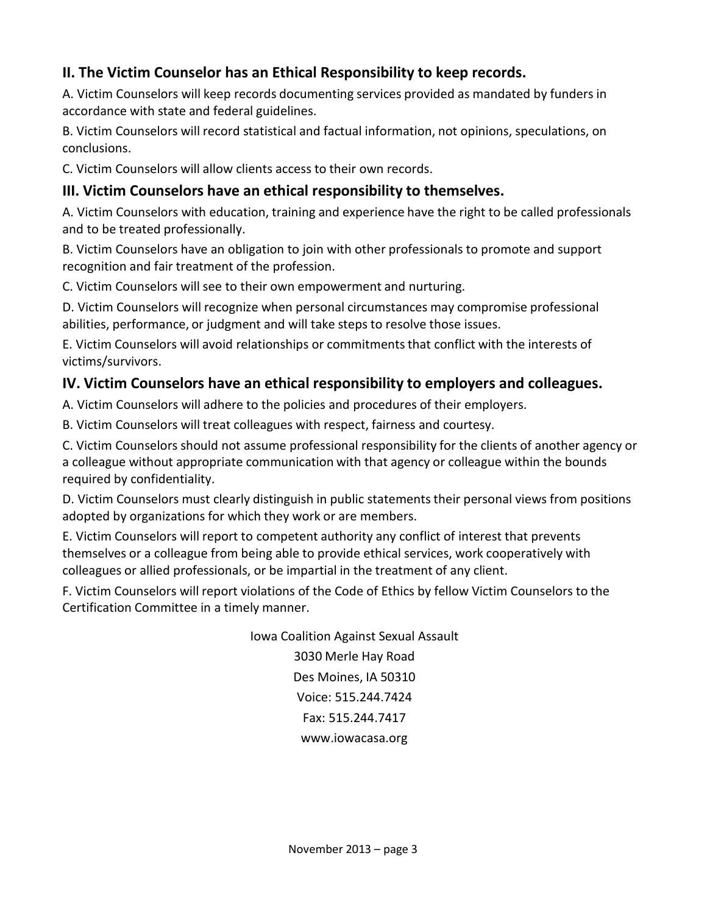## II. The Victim Counselor has an Ethical Responsibility to keep records.

A. Victim Counselors will keep records documenting services provided as mandated by funders in accordance with state and federal guidelines.

B. Victim Counselors will record statistical and factual information, not opinions, speculations, on conclusions.

C. Victim Counselors will allow clients access to their own records.

## III. Victim Counselors have an ethical responsibility to themselves.

A. Victim Counselors with education, training and experience have the right to be called professionals and to be treated professionally.

B. Victim Counselors have an obligation to join with other professionals to promote and support recognition and fair treatment of the profession.

C. Victim Counselors will see to their own empowerment and nurturing.

D. Victim Counselors will recognize when personal circumstances may compromise professional abilities, performance, or judgment and will take steps to resolve those issues.

E. Victim Counselors will avoid relationships or commitments that conflict with the interests of victims/survivors.

## IV. Victim Counselors have an ethical responsibility to employers and colleagues.

A. Victim Counselors will adhere to the policies and procedures of their employers.

B. Victim Counselors will treat colleagues with respect, fairness and courtesy.

C. Victim Counselors should not assume professional responsibility for the clients of another agency or a colleague without appropriate communication with that agency or colleague within the bounds required by confidentiality.

D. Victim Counselors must clearly distinguish in public statements their personal views from positions adopted by organizations for which they work or are members.

E. Victim Counselors will report to competent authority any conflict of interest that prevents themselves or a colleague from being able to provide ethical services, work cooperatively with colleagues or allied professionals, or be impartial in the treatment of any client.

F. Victim Counselors will report violations of the Code of Ethics by fellow Victim Counselors to the Certification Committee in a timely manner.

Iowa Coalition Against Sexual Assault
3030 Merle Hay Road
Des Moines, IA 50310
Voice: 515.244.7424
Fax: 515.244.7417
www.iowacasa.org

November 2013